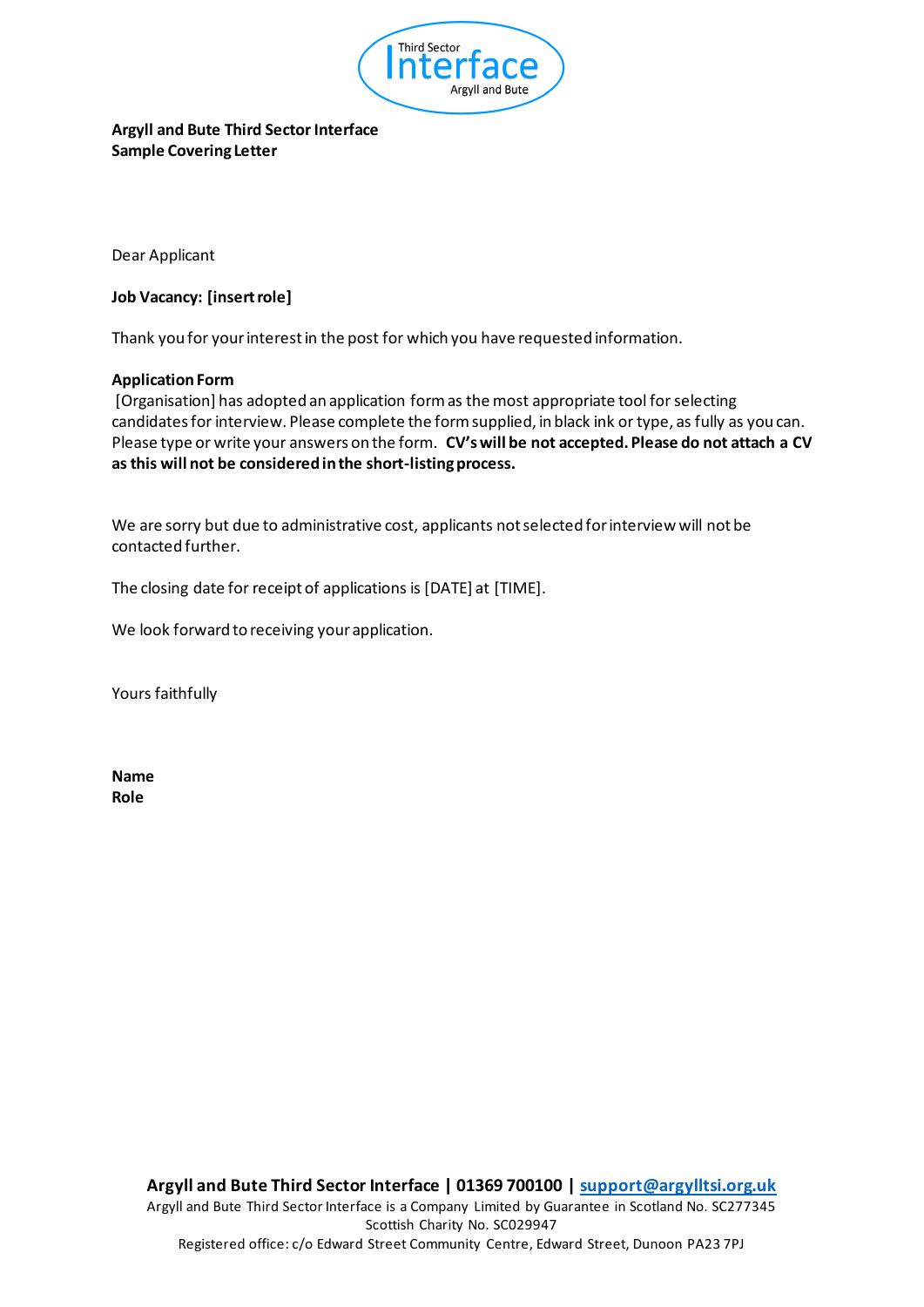**Argyll and Bute Third Sector Interface**
**Sample Covering Letter**

Dear Applicant

**Job Vacancy: [insert role]**

Thank you for your interest in the post for which you have requested information.

**Application Form**

[Organisation] has adopted an application form as the most appropriate tool for selecting candidates for interview. Please complete the form supplied, in black ink or type, as fully as you can. Please type or write your answers on the form. **CV's will be not accepted. Please do not attach a CV as this will not be considered in the short-listing process.**

We are sorry but due to administrative cost, applicants not selected for interview will not be contacted further.

The closing date for receipt of applications is [DATE] at [TIME].

We look forward to receiving your application.

Yours faithfully

**Name**
**Role**

**Argyll and Bute Third Sector Interface | 01369 700100 | support@argylltsi.org.uk**
Argyll and Bute Third Sector Interface is a Company Limited by Guarantee in Scotland No. SC277345
Scottish Charity No. SC029947
Registered office: c/o Edward Street Community Centre, Edward Street, Dunoon PA23 7PJ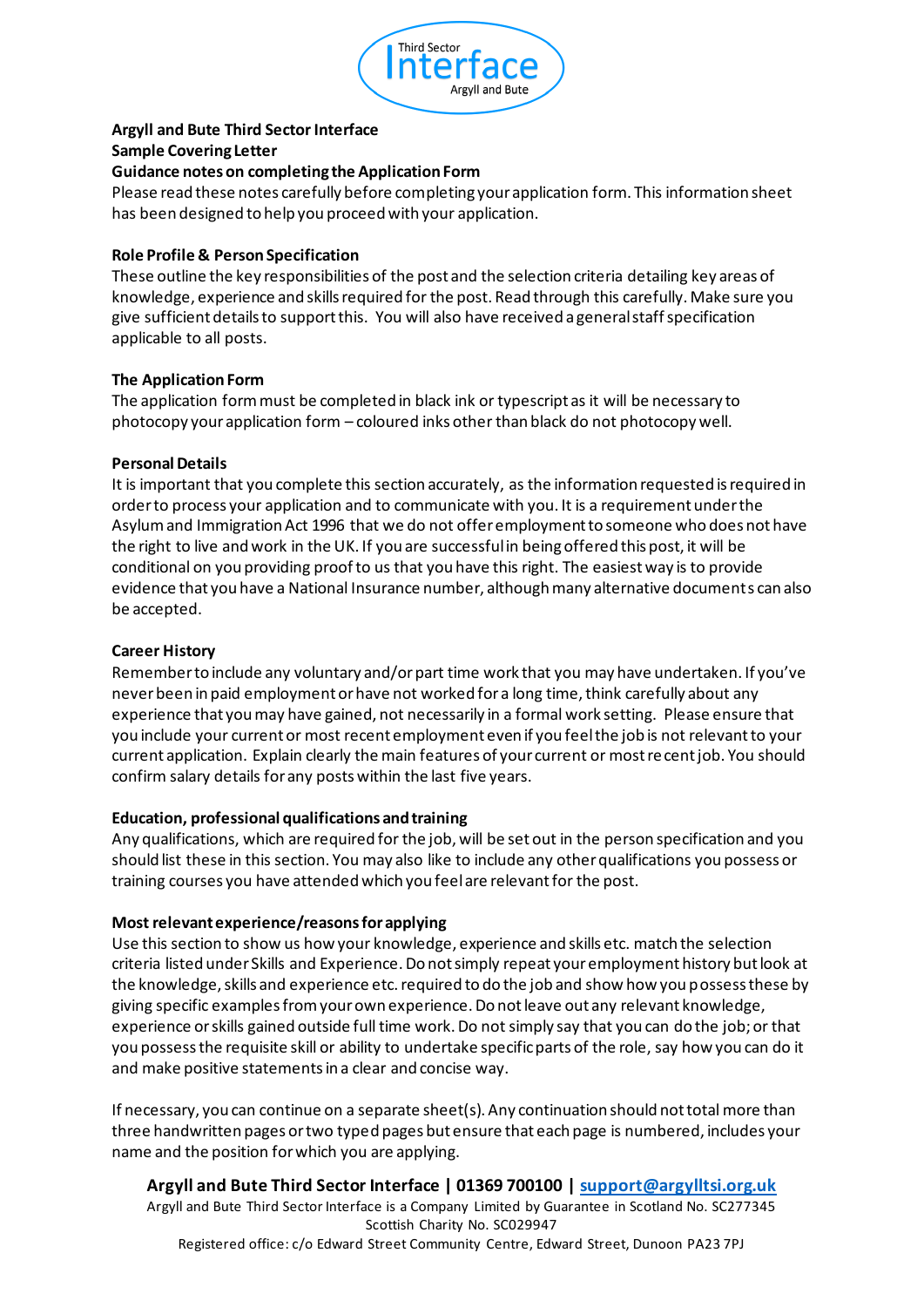**Argyll and Bute Third Sector Interface**

**Sample Covering Letter**

**Guidance notes on completing the Application Form**

Please read these notes carefully before completing your application form. This information sheet has been designed to help you proceed with your application.

**Role Profile & Person Specification**

These outline the key responsibilities of the post and the selection criteria detailing key areas of knowledge, experience and skills required for the post. Read through this carefully. Make sure you give sufficient details to support this. You will also have received a general staff specification applicable to all posts.

**The Application Form**

The application form must be completed in black ink or typescript as it will be necessary to photocopy your application form – coloured inks other than black do not photocopy well.

**Personal Details**

It is important that you complete this section accurately, as the information requested is required in order to process your application and to communicate with you. It is a requirement under the Asylum and Immigration Act 1996 that we do not offer employment to someone who does not have the right to live and work in the UK. If you are successful in being offered this post, it will be conditional on you providing proof to us that you have this right. The easiest way is to provide evidence that you have a National Insurance number, although many alternative documents can also be accepted.

**Career History**

Remember to include any voluntary and/or part time work that you may have undertaken. If you've never been in paid employment or have not worked for a long time, think carefully about any experience that you may have gained, not necessarily in a formal work setting. Please ensure that you include your current or most recent employment even if you feel the job is not relevant to your current application. Explain clearly the main features of your current or most recent job. You should confirm salary details for any posts within the last five years.

**Education, professional qualifications and training**

Any qualifications, which are required for the job, will be set out in the person specification and you should list these in this section. You may also like to include any other qualifications you possess or training courses you have attended which you feel are relevant for the post.

**Most relevant experience/reasons for applying**

Use this section to show us how your knowledge, experience and skills etc. match the selection criteria listed under Skills and Experience. Do not simply repeat your employment history but look at the knowledge, skills and experience etc. required to do the job and show how you possess these by giving specific examples from your own experience. Do not leave out any relevant knowledge, experience or skills gained outside full time work. Do not simply say that you can do the job; or that you possess the requisite skill or ability to undertake specific parts of the role, say how you can do it and make positive statements in a clear and concise way.

If necessary, you can continue on a separate sheet(s). Any continuation should not total more than three handwritten pages or two typed pages but ensure that each page is numbered, includes your name and the position for which you are applying.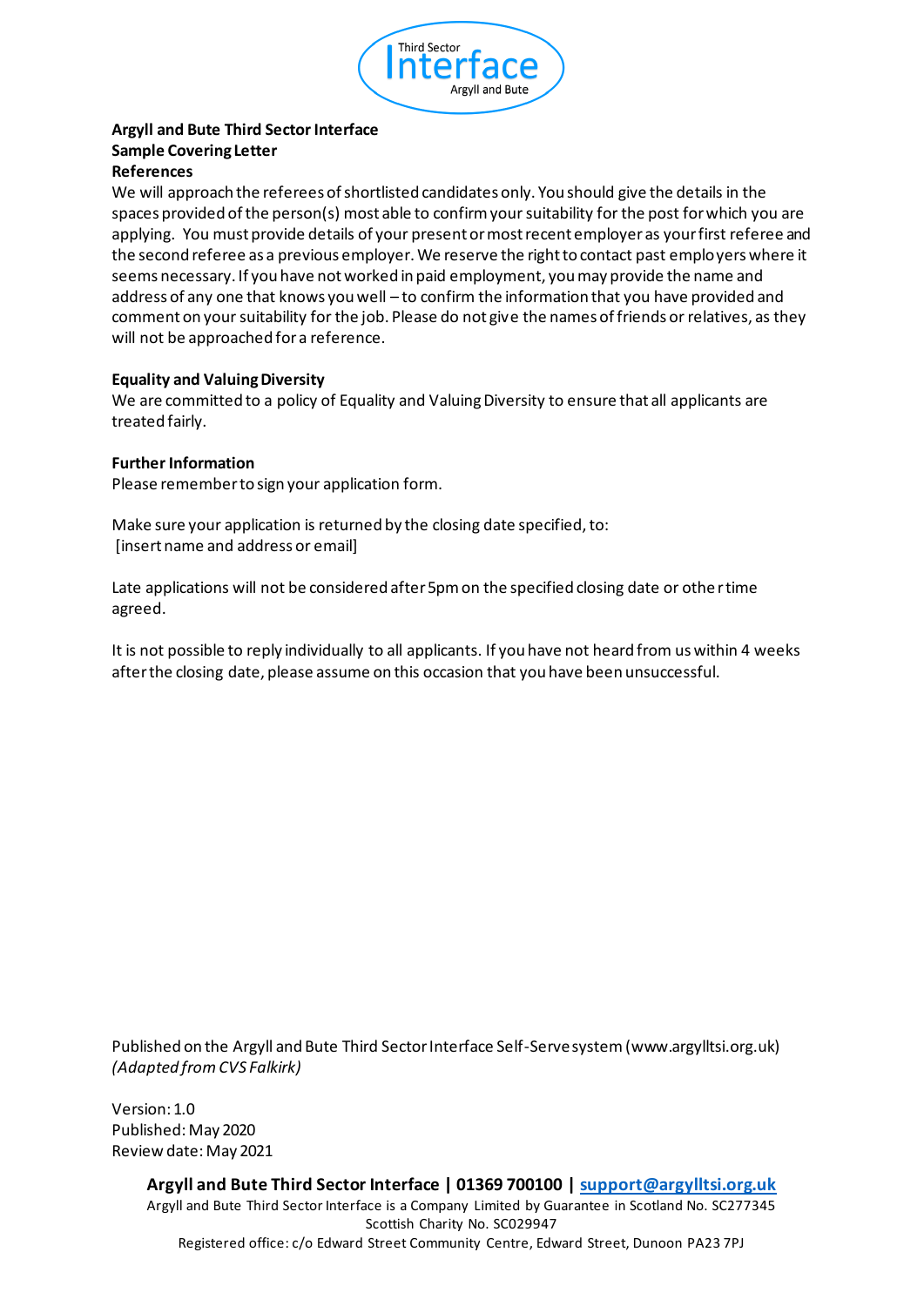**Argyll and Bute Third Sector Interface**
**Sample Covering Letter**

**References**

We will approach the referees of shortlisted candidates only. You should give the details in the spaces provided of the person(s) most able to confirm your suitability for the post for which you are applying. You must provide details of your present or most recent employer as your first referee and the second referee as a previous employer. We reserve the right to contact past employers where it seems necessary. If you have not worked in paid employment, you may provide the name and address of any one that knows you well – to confirm the information that you have provided and comment on your suitability for the job. Please do not give the names of friends or relatives, as they will not be approached for a reference.

**Equality and Valuing Diversity**

We are committed to a policy of Equality and Valuing Diversity to ensure that all applicants are treated fairly.

**Further Information**

Please remember to sign your application form.

Make sure your application is returned by the closing date specified, to:
[insert name and address or email]

Late applications will not be considered after 5pm on the specified closing date or other time agreed.

It is not possible to reply individually to all applicants. If you have not heard from us within 4 weeks after the closing date, please assume on this occasion that you have been unsuccessful.

Published on the Argyll and Bute Third Sector Interface Self-Serve system (www.argylltsi.org.uk)
*(Adapted from CVS Falkirk)*

Version: 1.0
Published: May 2020
Review date: May 2021

**Argyll and Bute Third Sector Interface | 01369 700100 | support@argylltsi.org.uk**
Argyll and Bute Third Sector Interface is a Company Limited by Guarantee in Scotland No. SC277345
Scottish Charity No. SC029947
Registered office: c/o Edward Street Community Centre, Edward Street, Dunoon PA23 7PJ